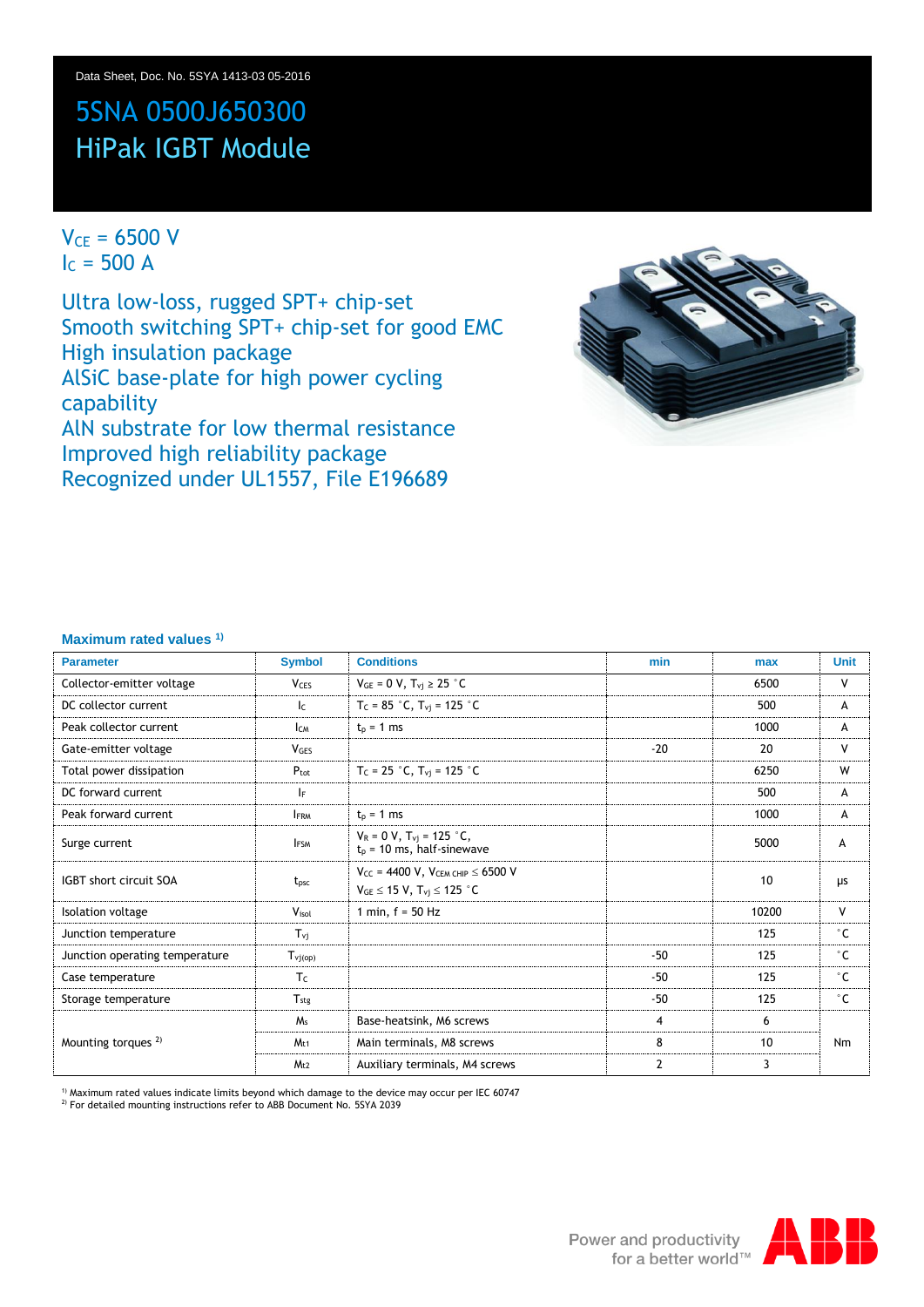Data Sheet, Doc. No. 5SYA 1413-03 05-2016

# 5SNA 0500J650300
# HiPak IGBT Module

$V_{CE}$ = 6500 V
$I_C$ = 500 A

Ultra low-loss, rugged SPT+ chip-set
Smooth switching SPT+ chip-set for good EMC
High insulation package
AlSiC base-plate for high power cycling capability
AlN substrate for low thermal resistance
Improved high reliability package
Recognized under UL1557, File E196689

### Maximum rated values [1)]

| Parameter | Symbol | Conditions | min | max | Unit |
|---|---|---|---|---|---|
| Collector-emitter voltage | $V_{CES}$ | $V_{GE}$ = 0 V, $T_{vj} \geq$ 25 °C | | 6500 | V |
| DC collector current | $I_C$ | $T_C$ = 85 °C, $T_{vj}$ = 125 °C | | 500 | A |
| Peak collector current | $I_{CM}$ | $t_p$ = 1 ms | | 1000 | A |
| Gate-emitter voltage | $V_{GES}$ | | -20 | 20 | V |
| Total power dissipation | $P_{tot}$ | $T_C$ = 25 °C, $T_{vj}$ = 125 °C | | 6250 | W |
| DC forward current | $I_F$ | | | 500 | A |
| Peak forward current | $I_{FRM}$ | $t_p$ = 1 ms | | 1000 | A |
| Surge current | $I_{FSM}$ | $V_R$ = 0 V, $T_{vj}$ = 125 °C, $t_p$ = 10 ms, half-sinewave | | 5000 | A |
| IGBT short circuit SOA | $t_{psc}$ | $V_{CC}$ = 4400 V, $V_{CEM\ CHIP} \leq$ 6500 V, $V_{GE} \leq$ 15 V, $T_{vj} \leq$ 125 °C | | 10 | μs |
| Isolation voltage | $V_{isol}$ | 1 min, f = 50 Hz | | 10200 | V |
| Junction temperature | $T_{vj}$ | | | 125 | °C |
| Junction operating temperature | $T_{vj(op)}$ | | -50 | 125 | °C |
| Case temperature | $T_C$ | | -50 | 125 | °C |
| Storage temperature | $T_{stg}$ | | -50 | 125 | °C |
| Mounting torques [2)] | $M_s$ | Base-heatsink, M6 screws | 4 | 6 | Nm |
| | $M_{t1}$ | Main terminals, M8 screws | 8 | 10 | Nm |
| | $M_{t2}$ | Auxiliary terminals, M4 screws | 2 | 3 | Nm |

[1)] Maximum rated values indicate limits beyond which damage to the device may occur per IEC 60747
[2)] For detailed mounting instructions refer to ABB Document No. 5SYA 2039

Power and productivity for a better world™ ABB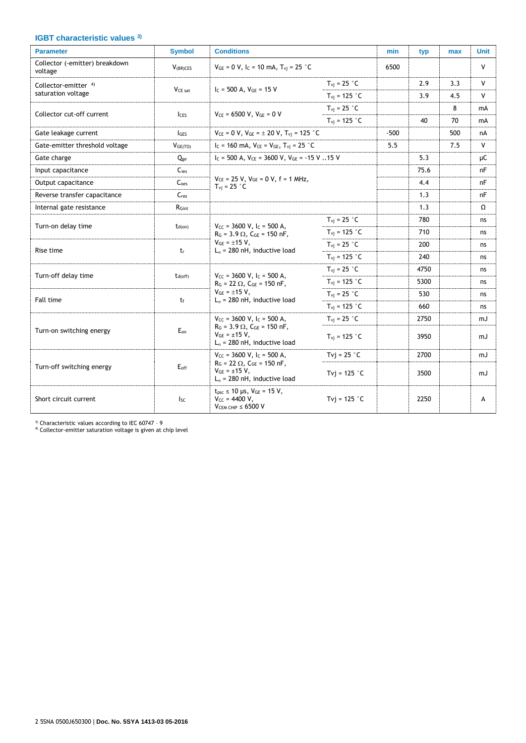## IGBT characteristic values [3]

| Parameter | Symbol | Conditions | | min | typ | max | Unit |
|---|---|---|---|---|---|---|---|
| Collector (-emitter) breakdown voltage | $V_{(BR)CES}$ | $V_{GE}$ = 0 V, $I_C$ = 10 mA, $T_{vj}$ = 25 °C | | 6500 | | | V |
| Collector-emitter [4] saturation voltage | $V_{CE\ sat}$ | $I_C$ = 500 A, $V_{GE}$ = 15 V | $T_{vj}$ = 25 °C | | 2.9 | 3.3 | V |
| | | | $T_{vj}$ = 125 °C | | 3.9 | 4.5 | V |
| Collector cut-off current | $I_{CES}$ | $V_{CE}$ = 6500 V, $V_{GE}$ = 0 V | $T_{vj}$ = 25 °C | | | 8 | mA |
| | | | $T_{vj}$ = 125 °C | | 40 | 70 | mA |
| Gate leakage current | $I_{GES}$ | $V_{CE}$ = 0 V, $V_{GE}$ = ± 20 V, $T_{vj}$ = 125 °C | | -500 | | 500 | nA |
| Gate-emitter threshold voltage | $V_{GE(TO)}$ | $I_C$ = 160 mA, $V_{CE}$ = $V_{GE}$, $T_{vj}$ = 25 °C | | 5.5 | | 7.5 | V |
| Gate charge | $Q_{ge}$ | $I_C$ = 500 A, $V_{CE}$ = 3600 V, $V_{GE}$ = -15 V ..15 V | | | 5.3 | | μC |
| Input capacitance | $C_{ies}$ | $V_{CE}$ = 25 V, $V_{GE}$ = 0 V, f = 1 MHz, $T_{vj}$ = 25 °C | | | 75.6 | | nF |
| Output capacitance | $C_{oes}$ | | | | 4.4 | | nF |
| Reverse transfer capacitance | $C_{res}$ | | | | 1.3 | | nF |
| Internal gate resistance | $R_{Gint}$ | | | | 1.3 | | Ω |
| Turn-on delay time | $t_{d(on)}$ | $V_{CC}$ = 3600 V, $I_C$ = 500 A, $R_G$ = 3.9 Ω, $C_{GE}$ = 150 nF, $V_{GE}$ = ±15 V, $L_σ$ = 280 nH, inductive load | $T_{vj}$ = 25 °C | | 780 | | ns |
| | | | $T_{vj}$ = 125 °C | | 710 | | ns |
| Rise time | $t_r$ | | $T_{vj}$ = 25 °C | | 200 | | ns |
| | | | $T_{vj}$ = 125 °C | | 240 | | ns |
| Turn-off delay time | $t_{d(off)}$ | $V_{CC}$ = 3600 V, $I_C$ = 500 A, $R_G$ = 22 Ω, $C_{GE}$ = 150 nF, $V_{GE}$ = ±15 V, $L_σ$ = 280 nH, inductive load | $T_{vj}$ = 25 °C | | 4750 | | ns |
| | | | $T_{vj}$ = 125 °C | | 5300 | | ns |
| Fall time | $t_f$ | | $T_{vj}$ = 25 °C | | 530 | | ns |
| | | | $T_{vj}$ = 125 °C | | 660 | | ns |
| Turn-on switching energy | $E_{on}$ | $V_{CC}$ = 3600 V, $I_C$ = 500 A, $R_G$ = 3.9 Ω, $C_{GE}$ = 150 nF, $V_{GE}$ = ±15 V, $L_σ$ = 280 nH, inductive load | $T_{vj}$ = 25 °C | | 2750 | | mJ |
| | | | $T_{vj}$ = 125 °C | | 3950 | | mJ |
| Turn-off switching energy | $E_{off}$ | $V_{CC}$ = 3600 V, $I_C$ = 500 A, $R_G$ = 22 Ω, $C_{GE}$ = 150 nF, $V_{GE}$ = ±15 V, $L_σ$ = 280 nH, inductive load | Tvj = 25 °C | | 2700 | | mJ |
| | | | Tvj = 125 °C | | 3500 | | mJ |
| Short circuit current | $I_{SC}$ | $t_{psc}$ ≤ 10 μs, $V_{GE}$ = 15 V, $V_{CC}$ = 4400 V, $V_{CEM\ CHIP}$ ≤ 6500 V | Tvj = 125 °C | | 2250 | | A |

[3] Characteristic values according to IEC 60747 – 9
[4] Collector-emitter saturation voltage is given at chip level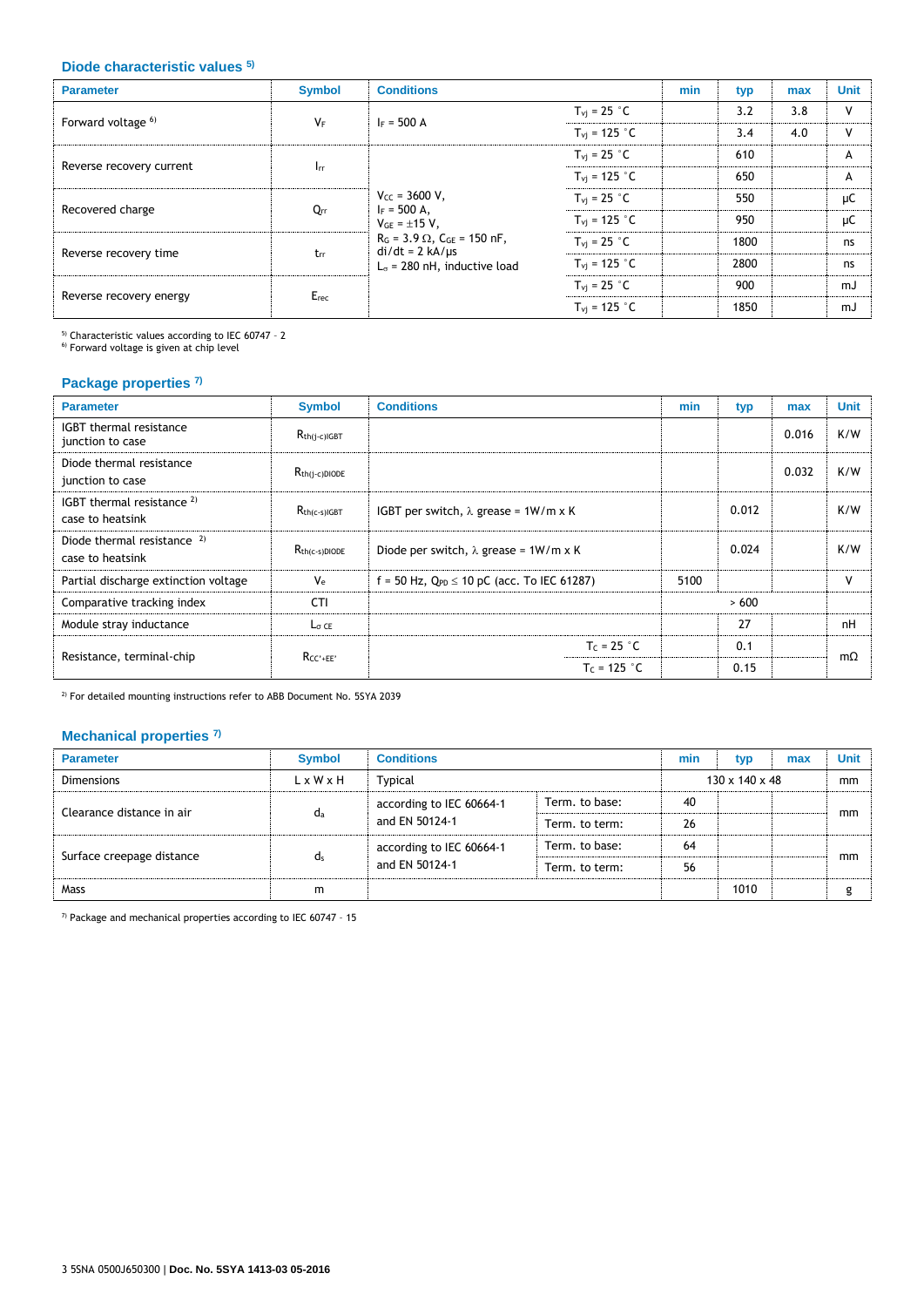### Diode characteristic values [5)]

| Parameter | Symbol | Conditions | | min | typ | max | Unit |
|---|---|---|---|---|---|---|---|
| Forward voltage [6)] | $V_F$ | $I_F$ = 500 A | $T_{vj}$ = 25 °C | | 3.2 | 3.8 | V |
| | | | $T_{vj}$ = 125 °C | | 3.4 | 4.0 | V |
| Reverse recovery current | $I_{rr}$ | $V_{CC}$ = 3600 V, $I_F$ = 500 A, $V_{GE}$ = ±15 V, $R_G$ = 3.9 Ω, $C_{GE}$ = 150 nF, di/dt = 2 kA/μs $L_\sigma$ = 280 nH, inductive load | $T_{vj}$ = 25 °C | | 610 | | A |
| | | | $T_{vj}$ = 125 °C | | 650 | | A |
| Recovered charge | $Q_{rr}$ | | $T_{vj}$ = 25 °C | | 550 | | μC |
| | | | $T_{vj}$ = 125 °C | | 950 | | μC |
| Reverse recovery time | $t_{rr}$ | | $T_{vj}$ = 25 °C | | 1800 | | ns |
| | | | $T_{vj}$ = 125 °C | | 2800 | | ns |
| Reverse recovery energy | $E_{rec}$ | | $T_{vj}$ = 25 °C | | 900 | | mJ |
| | | | $T_{vj}$ = 125 °C | | 1850 | | mJ |

[5)] Characteristic values according to IEC 60747 – 2
[6)] Forward voltage is given at chip level

### Package properties [7)]

| Parameter | Symbol | Conditions | min | typ | max | Unit |
|---|---|---|---|---|---|---|
| IGBT thermal resistance junction to case | $R_{th(j-c)IGBT}$ | | | | 0.016 | K/W |
| Diode thermal resistance junction to case | $R_{th(j-c)DIODE}$ | | | | 0.032 | K/W |
| IGBT thermal resistance [2)] case to heatsink | $R_{th(c-s)IGBT}$ | IGBT per switch, λ grease = 1W/m x K | | 0.012 | | K/W |
| Diode thermal resistance [2)] case to heatsink | $R_{th(c-s)DIODE}$ | Diode per switch, λ grease = 1W/m x K | | 0.024 | | K/W |
| Partial discharge extinction voltage | $V_e$ | f = 50 Hz, $Q_{PD}$ ≤ 10 pC (acc. To IEC 61287) | 5100 | | | V |
| Comparative tracking index | CTI | | | > 600 | | |
| Module stray inductance | $L_{\sigma CE}$ | | | 27 | | nH |
| Resistance, terminal-chip | $R_{CC'+EE'}$ | $T_C$ = 25 °C | | 0.1 | | mΩ |
| | | $T_C$ = 125 °C | | 0.15 | | mΩ |

[2)] For detailed mounting instructions refer to ABB Document No. 5SYA 2039

### Mechanical properties [7)]

| Parameter | Symbol | Conditions | | min | typ | max | Unit |
|---|---|---|---|---|---|---|---|
| Dimensions | L x W x H | Typical | | | 130 x 140 x 48 | | mm |
| Clearance distance in air | $d_a$ | according to IEC 60664-1 and EN 50124-1 | Term. to base: | 40 | | | mm |
| | | | Term. to term: | 26 | | | mm |
| Surface creepage distance | $d_s$ | according to IEC 60664-1 and EN 50124-1 | Term. to base: | 64 | | | mm |
| | | | Term. to term: | 56 | | | mm |
| Mass | m | | | | 1010 | | g |

[7)] Package and mechanical properties according to IEC 60747 – 15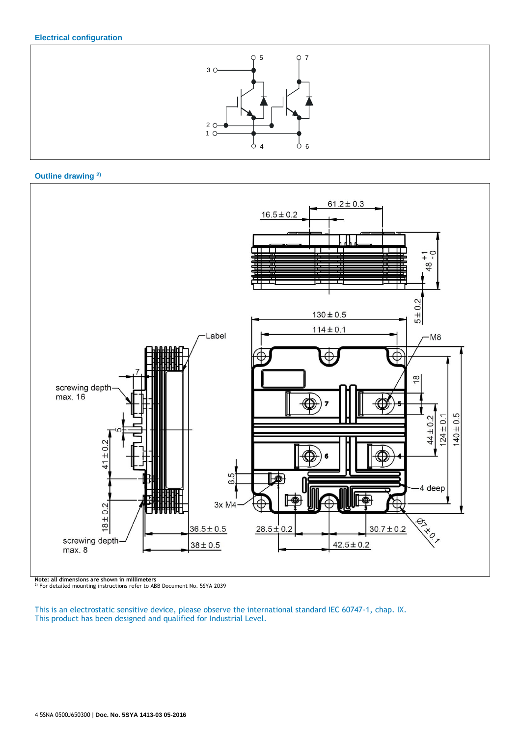### Electrical configuration

### Outline drawing [2)]

Note: all dimensions are shown in millimeters
[2)] For detailed mounting instructions refer to ABB Document No. 5SYA 2039

This is an electrostatic sensitive device, please observe the international standard IEC 60747-1, chap. IX.
This product has been designed and qualified for Industrial Level.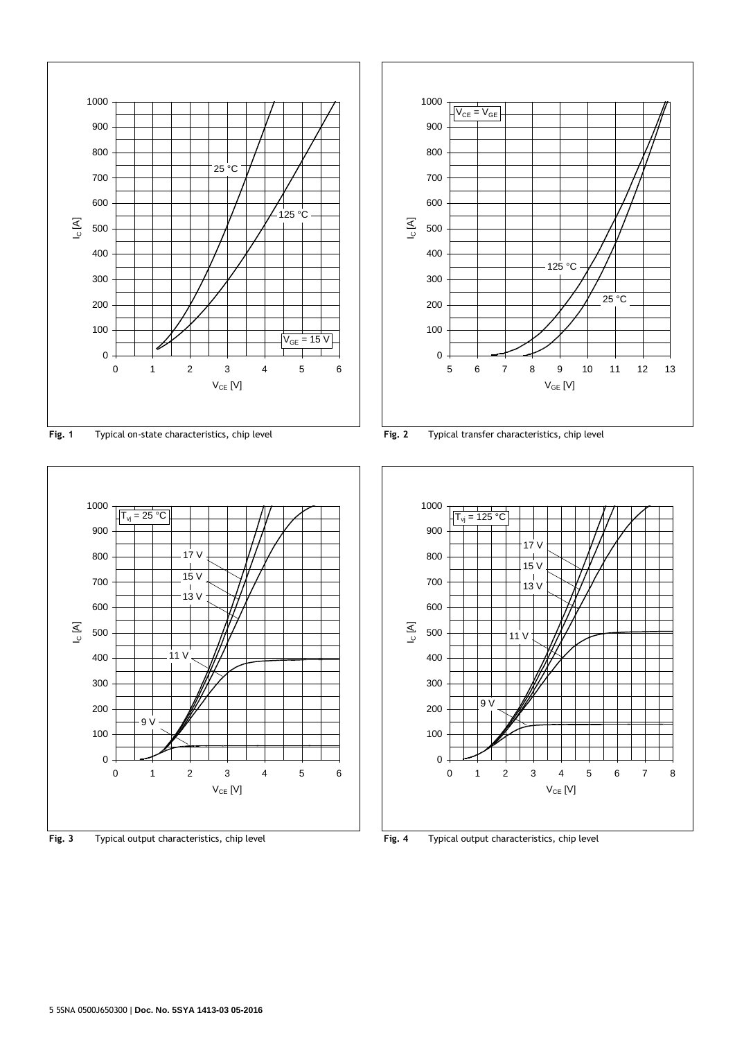**Fig. 1** Typical on-state characteristics, chip level

**Fig. 2** Typical transfer characteristics, chip level

**Fig. 3** Typical output characteristics, chip level

**Fig. 4** Typical output characteristics, chip level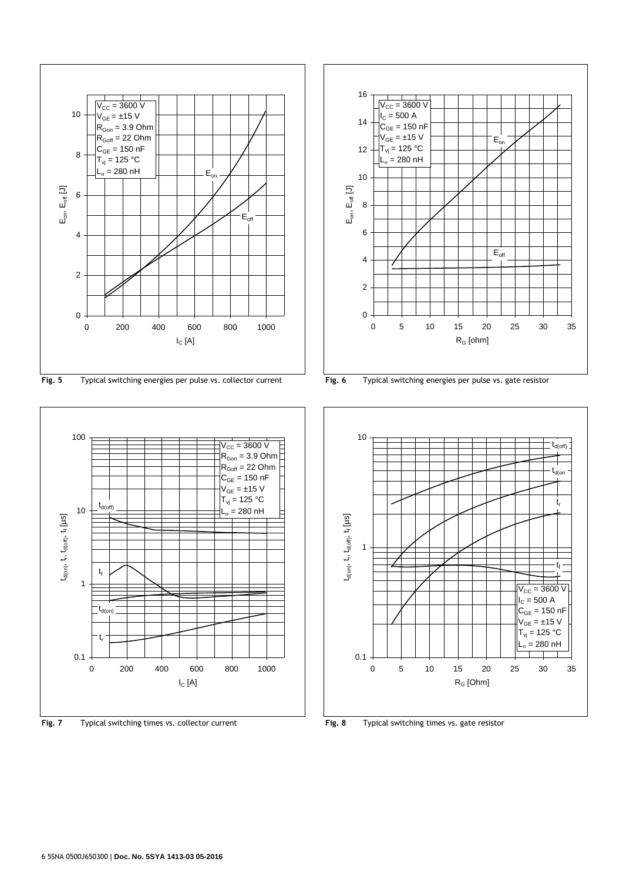**Fig. 5** Typical switching energies per pulse vs. collector current

**Fig. 6** Typical switching energies per pulse vs. gate resistor

**Fig. 7** Typical switching times vs. collector current

**Fig. 8** Typical switching times vs. gate resistor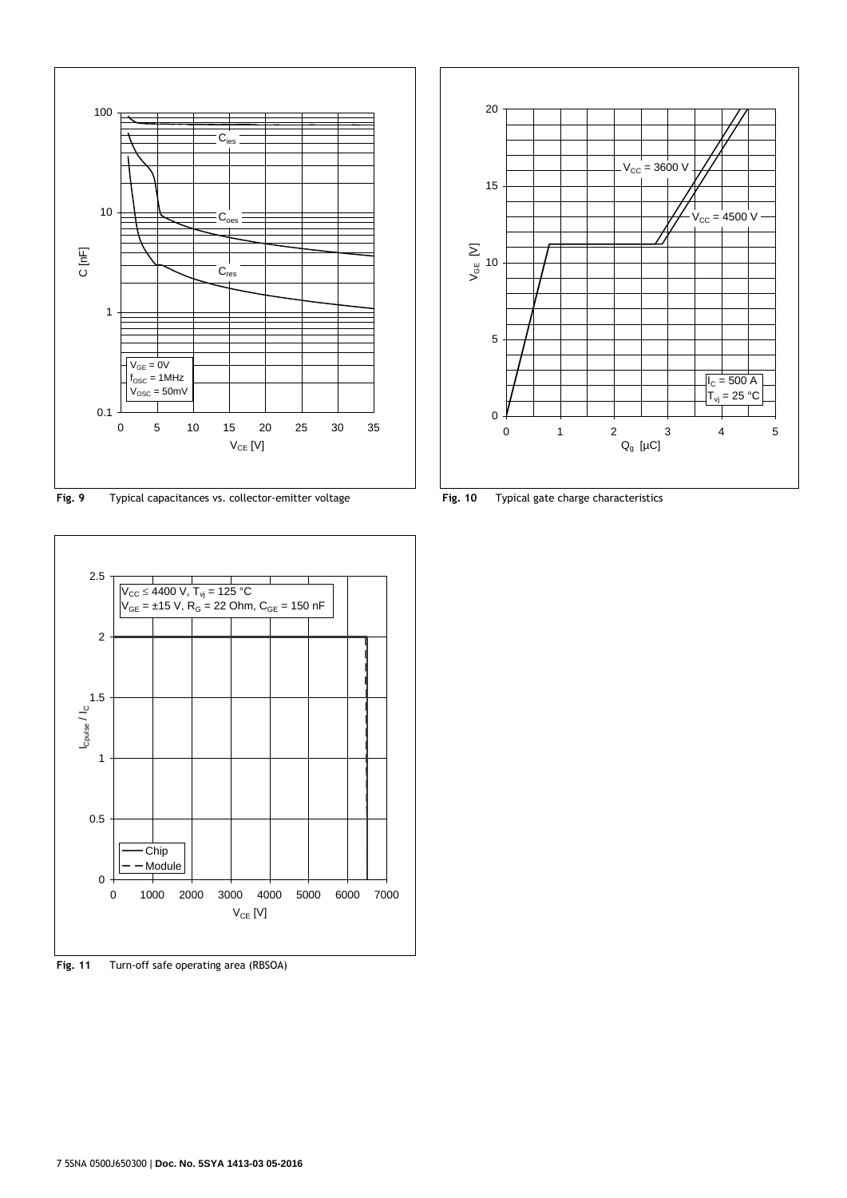**Fig. 9** Typical capacitances vs. collector-emitter voltage

**Fig. 10** Typical gate charge characteristics

**Fig. 11** Turn-off safe operating area (RBSOA)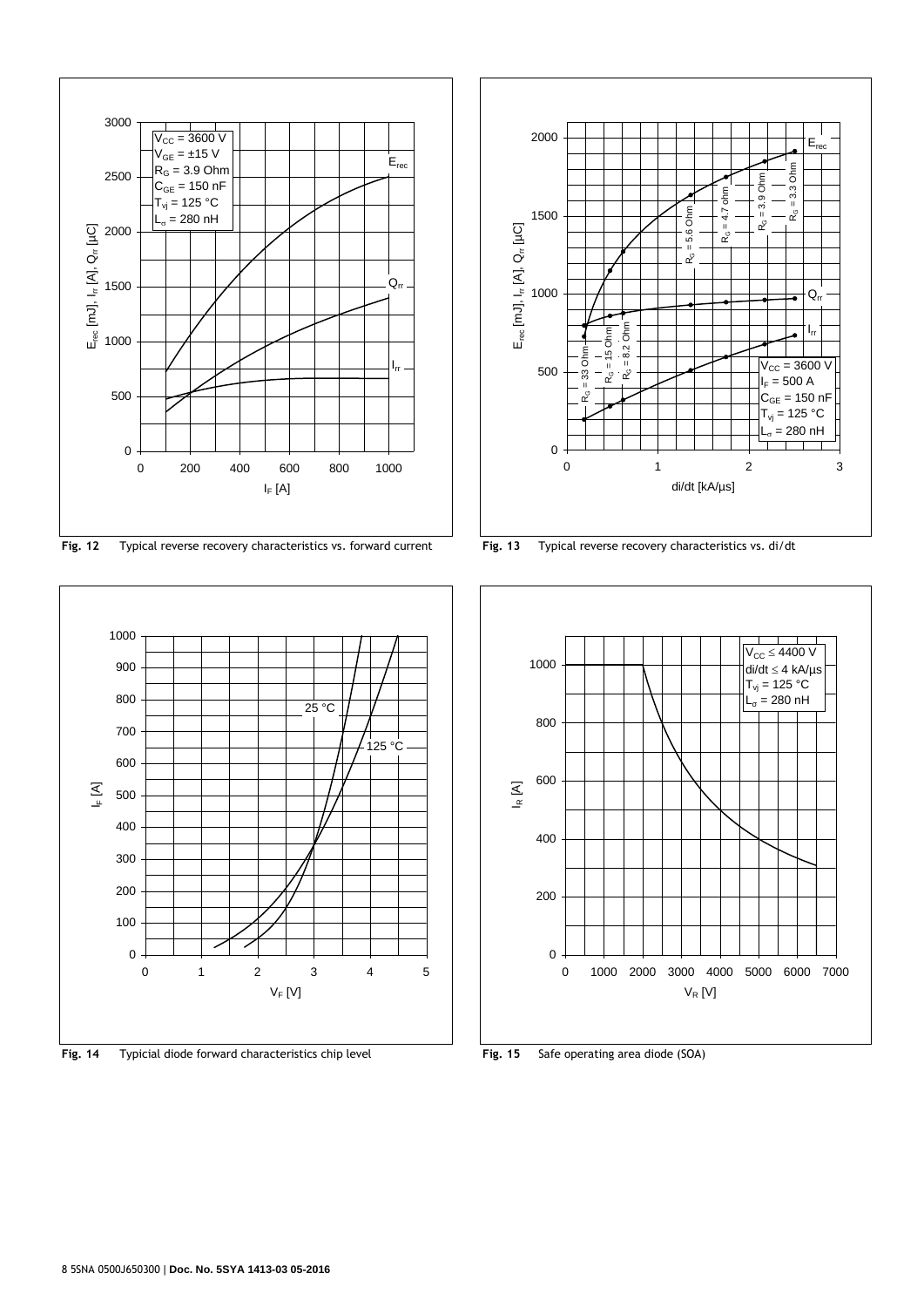**Fig. 12** Typical reverse recovery characteristics vs. forward current

**Fig. 13** Typical reverse recovery characteristics vs. di/dt

**Fig. 14** Typicial diode forward characteristics chip level

**Fig. 15** Safe operating area diode (SOA)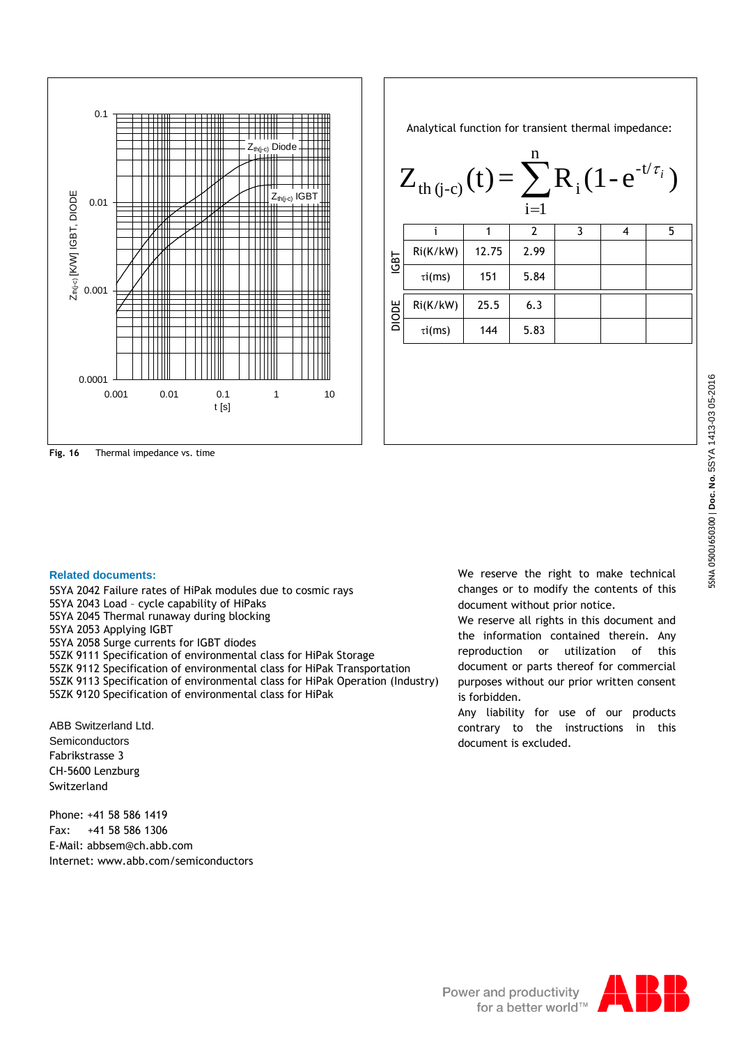0.1

$Z_{th(j-c)}$ Diode

0.01

$Z_{th(j-c)}$ IGBT

$Z_{th(j-c)}$ [K/W] IGBT, DIODE

0.001

0.0001

0.001 0.01 0.1 1 10

t [s]

**Fig. 16** Thermal impedance vs. time

Analytical function for transient thermal impedance:

$$Z_{th\,(j\text{-}c)}(t) = \sum_{i=1}^{n} R_i\left(1 - e^{-t/\tau_i}\right)$$

| | i | 1 | 2 | 3 | 4 | 5 |
|---|---|---|---|---|---|---|
| IGBT | Ri(K/kW) | 12.75 | 2.99 | | | |
| | $\tau$i(ms) | 151 | 5.84 | | | |
| DIODE | Ri(K/kW) | 25.5 | 6.3 | | | |
| | $\tau$i(ms) | 144 | 5.83 | | | |

**Related documents:**

5SYA 2042 Failure rates of HiPak modules due to cosmic rays
5SYA 2043 Load – cycle capability of HiPaks
5SYA 2045 Thermal runaway during blocking
5SYA 2053 Applying IGBT
5SYA 2058 Surge currents for IGBT diodes
5SZK 9111 Specification of environmental class for HiPak Storage
5SZK 9112 Specification of environmental class for HiPak Transportation
5SZK 9113 Specification of environmental class for HiPak Operation (Industry)
5SZK 9120 Specification of environmental class for HiPak

ABB Switzerland Ltd.
Semiconductors
Fabrikstrasse 3
CH-5600 Lenzburg
Switzerland

Phone: +41 58 586 1419
Fax: +41 58 586 1306
E-Mail: abbsem@ch.abb.com
Internet: www.abb.com/semiconductors

We reserve the right to make technical changes or to modify the contents of this document without prior notice.
We reserve all rights in this document and the information contained therein. Any reproduction or utilization of this document or parts thereof for commercial purposes without our prior written consent is forbidden.
Any liability for use of our products contrary to the instructions in this document is excluded.

5SNA 0500J650300 | **Doc. No.** 5SYA 1413-03 05-2016

Power and productivity for a better world™